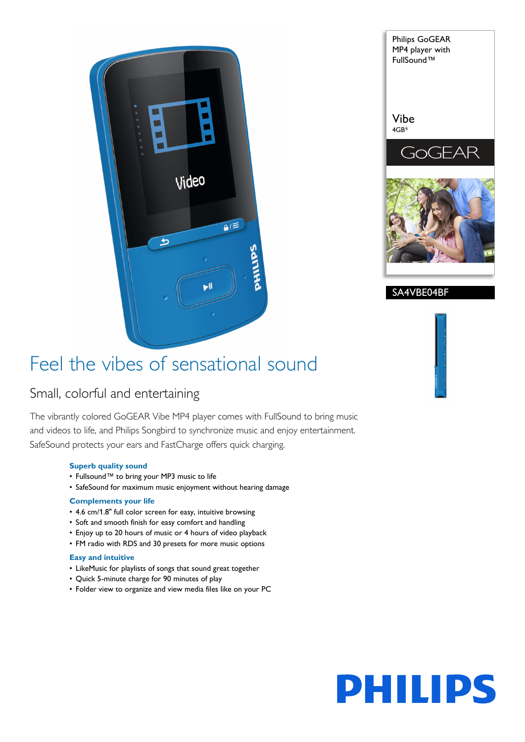Philips GoGEAR MP4 player with FullSound™

Vibe
4GB*

GoGEAR

SA4VBE04BF

# Feel the vibes of sensational sound

## Small, colorful and entertaining

The vibrantly colored GoGEAR Vibe MP4 player comes with FullSound to bring music and videos to life, and Philips Songbird to synchronize music and enjoy entertainment. SafeSound protects your ears and FastCharge offers quick charging.

**Superb quality sound**
- Fullsound™ to bring your MP3 music to life
- SafeSound for maximum music enjoyment without hearing damage

**Complements your life**
- 4.6 cm/1.8" full color screen for easy, intuitive browsing
- Soft and smooth finish for easy comfort and handling
- Enjoy up to 20 hours of music or 4 hours of video playback
- FM radio with RDS and 30 presets for more music options

**Easy and intuitive**
- LikeMusic for playlists of songs that sound great together
- Quick 5-minute charge for 90 minutes of play
- Folder view to organize and view media files like on your PC

PHILIPS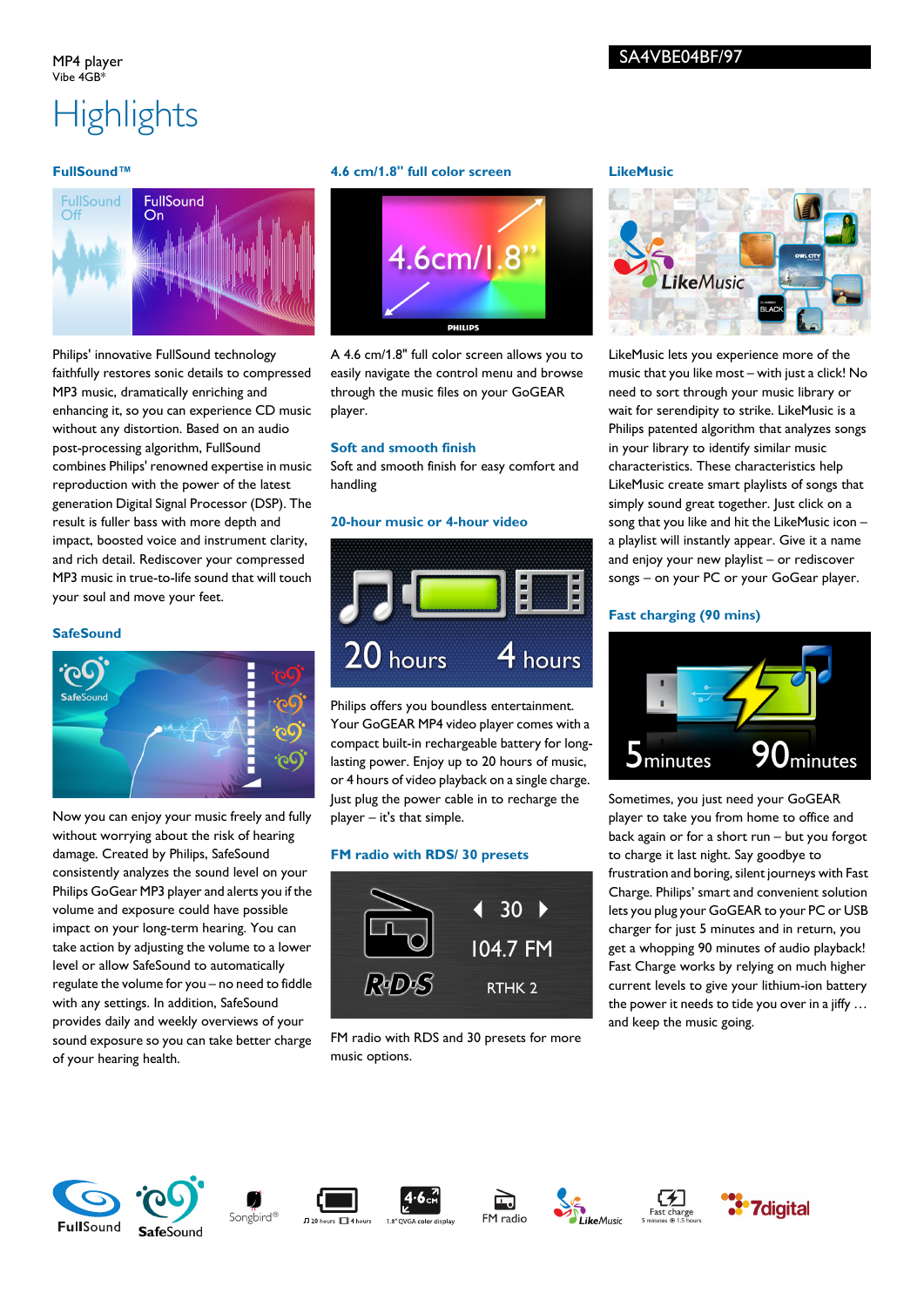MP4 player
Vibe 4GB*

SA4VBE04BF/97

# Highlights

### FullSound™

Philips' innovative FullSound technology faithfully restores sonic details to compressed MP3 music, dramatically enriching and enhancing it, so you can experience CD music without any distortion. Based on an audio post-processing algorithm, FullSound combines Philips' renowned expertise in music reproduction with the power of the latest generation Digital Signal Processor (DSP). The result is fuller bass with more depth and impact, boosted voice and instrument clarity, and rich detail. Rediscover your compressed MP3 music in true-to-life sound that will touch your soul and move your feet.

### SafeSound

Now you can enjoy your music freely and fully without worrying about the risk of hearing damage. Created by Philips, SafeSound consistently analyzes the sound level on your Philips GoGear MP3 player and alerts you if the volume and exposure could have possible impact on your long-term hearing. You can take action by adjusting the volume to a lower level or allow SafeSound to automatically regulate the volume for you – no need to fiddle with any settings. In addition, SafeSound provides daily and weekly overviews of your sound exposure so you can take better charge of your hearing health.

### 4.6 cm/1.8" full color screen

A 4.6 cm/1.8" full color screen allows you to easily navigate the control menu and browse through the music files on your GoGEAR player.

### Soft and smooth finish

Soft and smooth finish for easy comfort and handling

### 20-hour music or 4-hour video

Philips offers you boundless entertainment. Your GoGEAR MP4 video player comes with a compact built-in rechargeable battery for long-lasting power. Enjoy up to 20 hours of music, or 4 hours of video playback on a single charge. Just plug the power cable in to recharge the player – it's that simple.

### FM radio with RDS/ 30 presets

FM radio with RDS and 30 presets for more music options.

### LikeMusic

LikeMusic lets you experience more of the music that you like most – with just a click! No need to sort through your music library or wait for serendipity to strike. LikeMusic is a Philips patented algorithm that analyzes songs in your library to identify similar music characteristics. These characteristics help LikeMusic create smart playlists of songs that simply sound great together. Just click on a song that you like and hit the LikeMusic icon – a playlist will instantly appear. Give it a name and enjoy your new playlist – or rediscover songs – on your PC or your GoGear player.

### Fast charging (90 mins)

Sometimes, you just need your GoGEAR player to take you from home to office and back again or for a short run – but you forgot to charge it last night. Say goodbye to frustration and boring, silent journeys with Fast Charge. Philips' smart and convenient solution lets you plug your GoGEAR to your PC or USB charger for just 5 minutes and in return, you get a whopping 90 minutes of audio playback! Fast Charge works by relying on much higher current levels to give your lithium-ion battery the power it needs to tide you over in a jiffy … and keep the music going.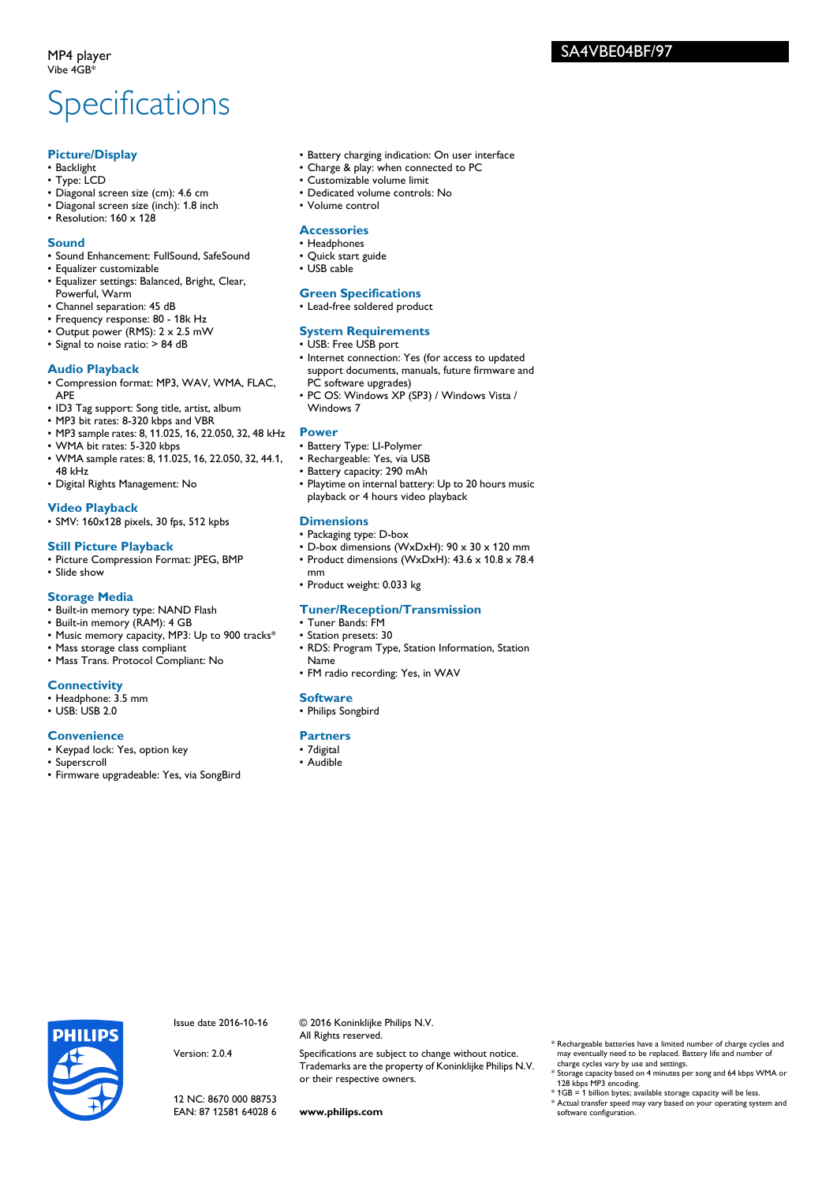MP4 player
Vibe 4GB*

SA4VBE04BF/97

# Specifications

## Picture/Display

- Backlight
- Type: LCD
- Diagonal screen size (cm): 4.6 cm
- Diagonal screen size (inch): 1.8 inch
- Resolution: 160 x 128

## Sound

- Sound Enhancement: FullSound, SafeSound
- Equalizer customizable
- Equalizer settings: Balanced, Bright, Clear, Powerful, Warm
- Channel separation: 45 dB
- Frequency response: 80 - 18k Hz
- Output power (RMS): 2 x 2.5 mW
- Signal to noise ratio: > 84 dB

## Audio Playback

- Compression format: MP3, WAV, WMA, FLAC, APE
- ID3 Tag support: Song title, artist, album
- MP3 bit rates: 8-320 kbps and VBR
- MP3 sample rates: 8, 11.025, 16, 22.050, 32, 48 kHz
- WMA bit rates: 5-320 kbps
- WMA sample rates: 8, 11.025, 16, 22.050, 32, 44.1, 48 kHz
- Digital Rights Management: No

## Video Playback

- SMV: 160x128 pixels, 30 fps, 512 kpbs

## Still Picture Playback

- Picture Compression Format: JPEG, BMP
- Slide show

## Storage Media

- Built-in memory type: NAND Flash
- Built-in memory (RAM): 4 GB
- Music memory capacity, MP3: Up to 900 tracks*
- Mass storage class compliant
- Mass Trans. Protocol Compliant: No

## Connectivity

- Headphone: 3.5 mm
- USB: USB 2.0

## Convenience

- Keypad lock: Yes, option key
- Superscroll
- Firmware upgradeable: Yes, via SongBird
- Battery charging indication: On user interface
- Charge & play: when connected to PC
- Customizable volume limit
- Dedicated volume controls: No
- Volume control

## Accessories

- Headphones
- Quick start guide
- USB cable

## Green Specifications

- Lead-free soldered product

## System Requirements

- USB: Free USB port
- Internet connection: Yes (for access to updated support documents, manuals, future firmware and PC software upgrades)
- PC OS: Windows XP (SP3) / Windows Vista / Windows 7

## Power

- Battery Type: LI-Polymer
- Rechargeable: Yes, via USB
- Battery capacity: 290 mAh
- Playtime on internal battery: Up to 20 hours music playback or 4 hours video playback

## Dimensions

- Packaging type: D-box
- D-box dimensions (WxDxH): 90 x 30 x 120 mm
- Product dimensions (WxDxH): 43.6 x 10.8 x 78.4 mm
- Product weight: 0.033 kg

## Tuner/Reception/Transmission

- Tuner Bands: FM
- Station presets: 30
- RDS: Program Type, Station Information, Station Name
- FM radio recording: Yes, in WAV

## Software

- Philips Songbird

## Partners

- 7digital
- Audible

---

Issue date 2016-10-16

Version: 2.0.4

12 NC: 8670 000 88753
EAN: 87 12581 64028 6

© 2016 Koninklijke Philips N.V.
All Rights reserved.

Specifications are subject to change without notice. Trademarks are the property of Koninklijke Philips N.V. or their respective owners.

www.philips.com

\* Rechargeable batteries have a limited number of charge cycles and may eventually need to be replaced. Battery life and number of charge cycles vary by use and settings.
\* Storage capacity based on 4 minutes per song and 64 kbps WMA or 128 kbps MP3 encoding.
\* 1GB = 1 billion bytes; available storage capacity will be less.
\* Actual transfer speed may vary based on your operating system and software configuration.